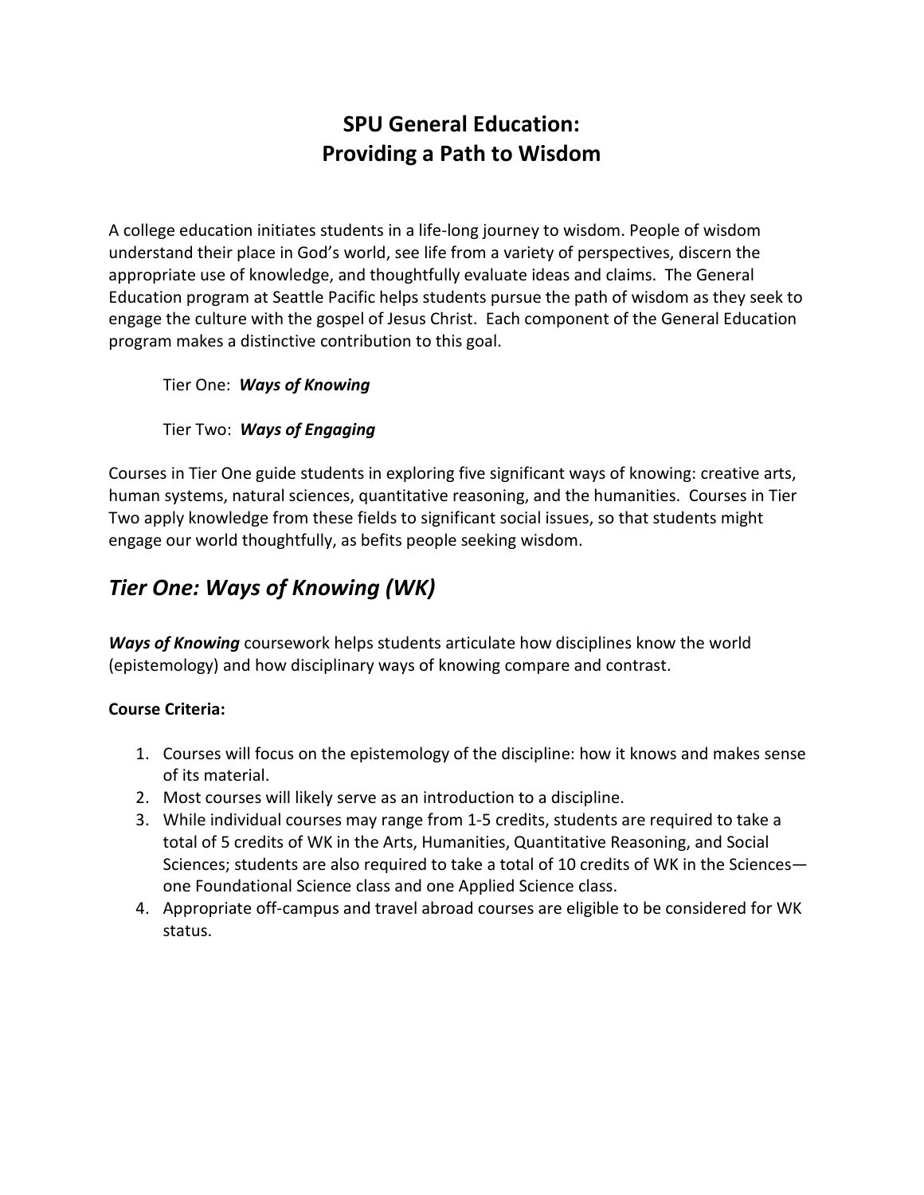# SPU General Education:
# Providing a Path to Wisdom

A college education initiates students in a life-long journey to wisdom. People of wisdom understand their place in God's world, see life from a variety of perspectives, discern the appropriate use of knowledge, and thoughtfully evaluate ideas and claims. The General Education program at Seattle Pacific helps students pursue the path of wisdom as they seek to engage the culture with the gospel of Jesus Christ. Each component of the General Education program makes a distinctive contribution to this goal.

Tier One: ***Ways of Knowing***

Tier Two: ***Ways of Engaging***

Courses in Tier One guide students in exploring five significant ways of knowing: creative arts, human systems, natural sciences, quantitative reasoning, and the humanities. Courses in Tier Two apply knowledge from these fields to significant social issues, so that students might engage our world thoughtfully, as befits people seeking wisdom.

## *Tier One: Ways of Knowing (WK)*

***Ways of Knowing*** coursework helps students articulate how disciplines know the world (epistemology) and how disciplinary ways of knowing compare and contrast.

**Course Criteria:**

1. Courses will focus on the epistemology of the discipline: how it knows and makes sense of its material.
2. Most courses will likely serve as an introduction to a discipline.
3. While individual courses may range from 1-5 credits, students are required to take a total of 5 credits of WK in the Arts, Humanities, Quantitative Reasoning, and Social Sciences; students are also required to take a total of 10 credits of WK in the Sciences—one Foundational Science class and one Applied Science class.
4. Appropriate off-campus and travel abroad courses are eligible to be considered for WK status.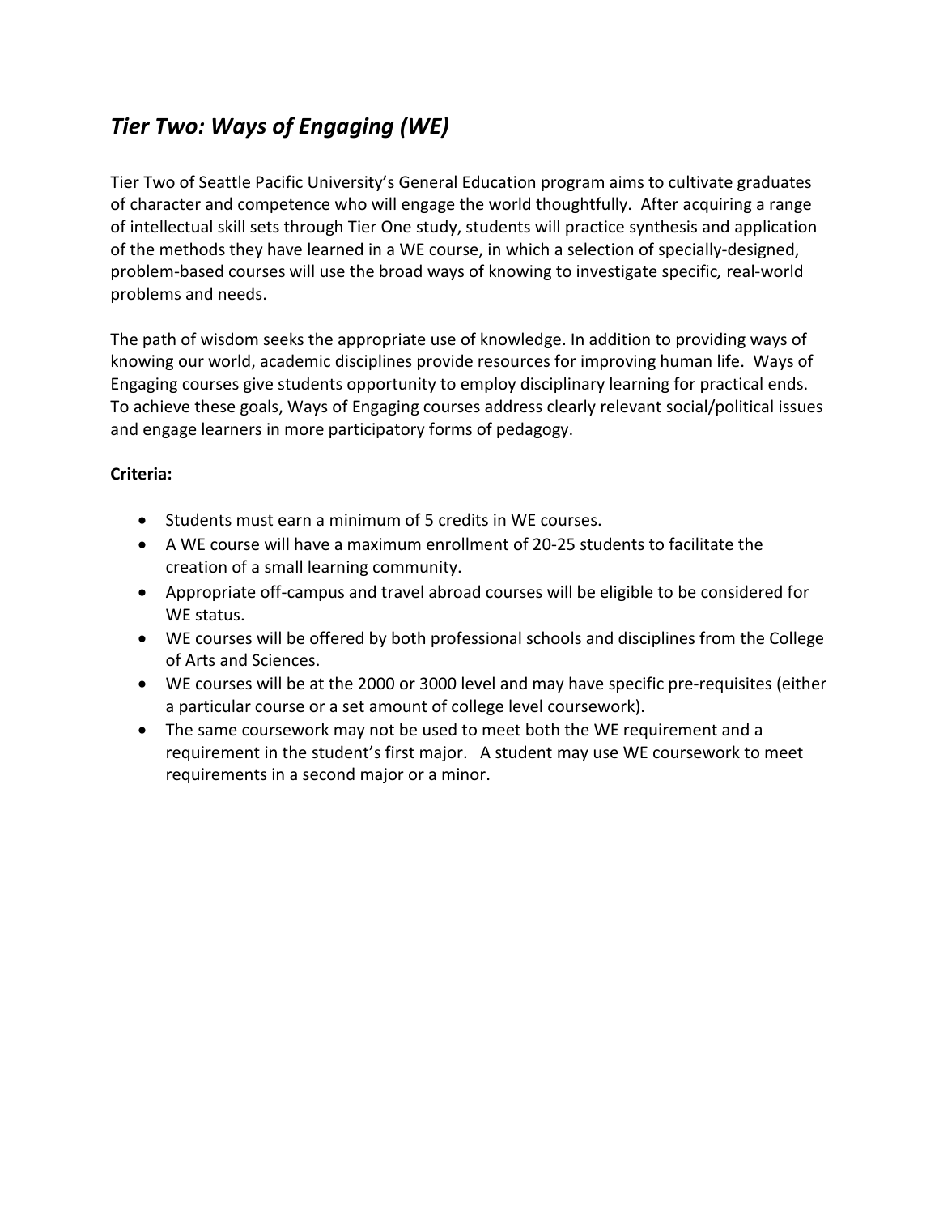## *Tier Two: Ways of Engaging (WE)*

Tier Two of Seattle Pacific University's General Education program aims to cultivate graduates of character and competence who will engage the world thoughtfully. After acquiring a range of intellectual skill sets through Tier One study, students will practice synthesis and application of the methods they have learned in a WE course, in which a selection of specially-designed, problem-based courses will use the broad ways of knowing to investigate specific, real-world problems and needs.

The path of wisdom seeks the appropriate use of knowledge. In addition to providing ways of knowing our world, academic disciplines provide resources for improving human life. Ways of Engaging courses give students opportunity to employ disciplinary learning for practical ends. To achieve these goals, Ways of Engaging courses address clearly relevant social/political issues and engage learners in more participatory forms of pedagogy.

**Criteria:**

- Students must earn a minimum of 5 credits in WE courses.
- A WE course will have a maximum enrollment of 20-25 students to facilitate the creation of a small learning community.
- Appropriate off-campus and travel abroad courses will be eligible to be considered for WE status.
- WE courses will be offered by both professional schools and disciplines from the College of Arts and Sciences.
- WE courses will be at the 2000 or 3000 level and may have specific pre-requisites (either a particular course or a set amount of college level coursework).
- The same coursework may not be used to meet both the WE requirement and a requirement in the student's first major. A student may use WE coursework to meet requirements in a second major or a minor.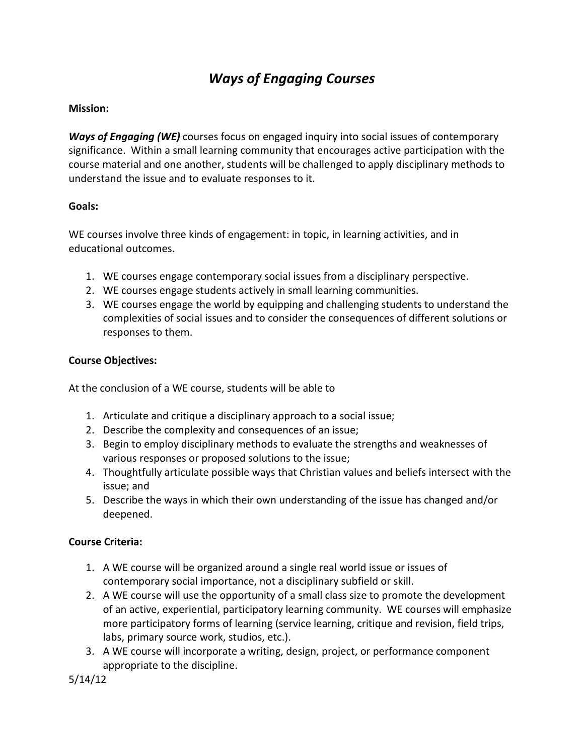# *Ways of Engaging Courses*

**Mission:**

***Ways of Engaging (WE)*** courses focus on engaged inquiry into social issues of contemporary significance. Within a small learning community that encourages active participation with the course material and one another, students will be challenged to apply disciplinary methods to understand the issue and to evaluate responses to it.

**Goals:**

WE courses involve three kinds of engagement: in topic, in learning activities, and in educational outcomes.

1. WE courses engage contemporary social issues from a disciplinary perspective.
2. WE courses engage students actively in small learning communities.
3. WE courses engage the world by equipping and challenging students to understand the complexities of social issues and to consider the consequences of different solutions or responses to them.

**Course Objectives:**

At the conclusion of a WE course, students will be able to

1. Articulate and critique a disciplinary approach to a social issue;
2. Describe the complexity and consequences of an issue;
3. Begin to employ disciplinary methods to evaluate the strengths and weaknesses of various responses or proposed solutions to the issue;
4. Thoughtfully articulate possible ways that Christian values and beliefs intersect with the issue; and
5. Describe the ways in which their own understanding of the issue has changed and/or deepened.

**Course Criteria:**

1. A WE course will be organized around a single real world issue or issues of contemporary social importance, not a disciplinary subfield or skill.
2. A WE course will use the opportunity of a small class size to promote the development of an active, experiential, participatory learning community. WE courses will emphasize more participatory forms of learning (service learning, critique and revision, field trips, labs, primary source work, studios, etc.).
3. A WE course will incorporate a writing, design, project, or performance component appropriate to the discipline.

5/14/12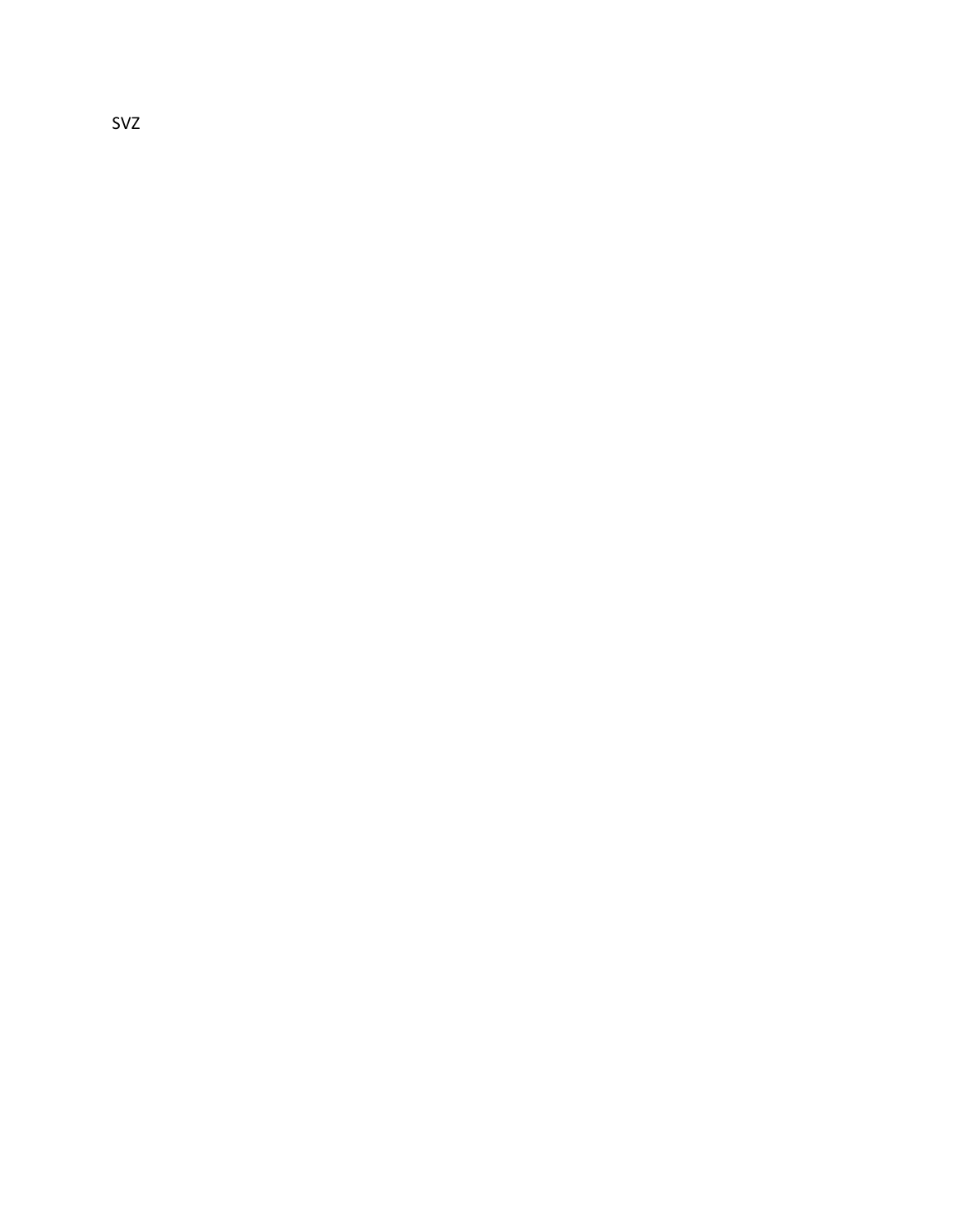SVZ